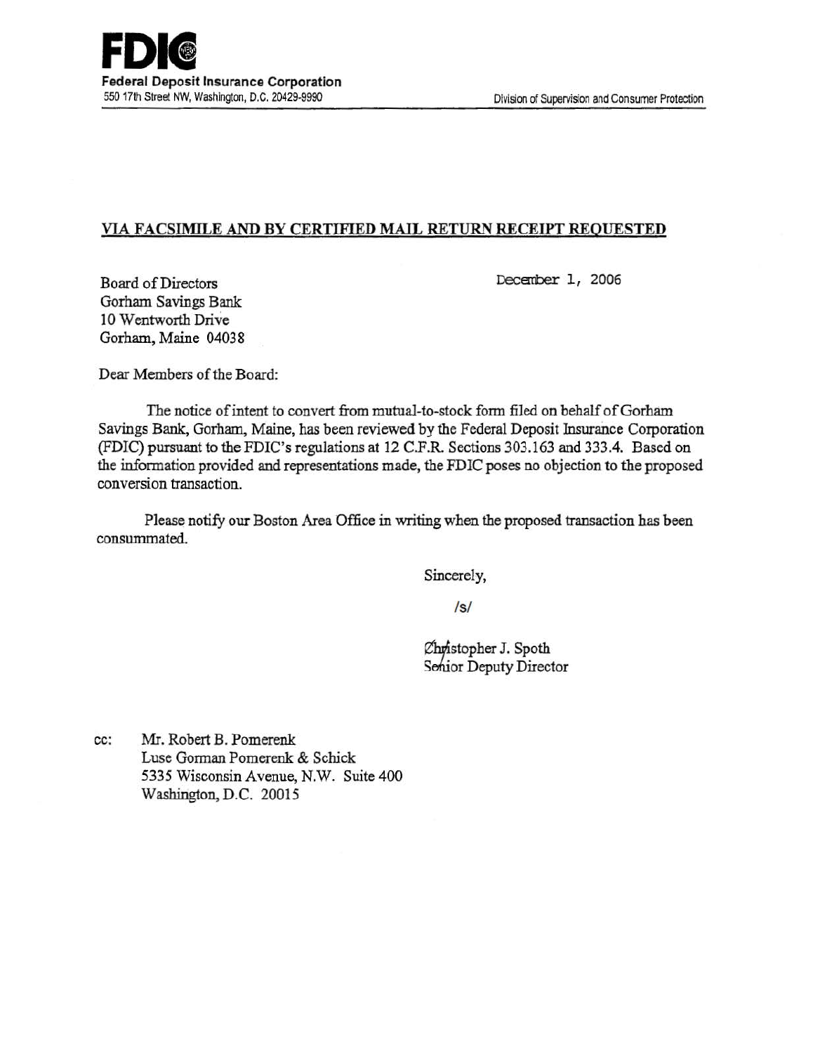**FDIC**
**Federal Deposit Insurance Corporation**
550 17th Street NW, Washington, D.C. 20429-9990

Division of Supervision and Consumer Protection

**VIA FACSIMILE AND BY CERTIFIED MAIL RETURN RECEIPT REQUESTED**

December 1, 2006

Board of Directors
Gorham Savings Bank
10 Wentworth Drive
Gorham, Maine 04038

Dear Members of the Board:

The notice of intent to convert from mutual-to-stock form filed on behalf of Gorham Savings Bank, Gorham, Maine, has been reviewed by the Federal Deposit Insurance Corporation (FDIC) pursuant to the FDIC's regulations at 12 C.F.R. Sections 303.163 and 333.4. Based on the information provided and representations made, the FDIC poses no objection to the proposed conversion transaction.

Please notify our Boston Area Office in writing when the proposed transaction has been consummated.

Sincerely,

/s/

Christopher J. Spoth
Senior Deputy Director

cc: Mr. Robert B. Pomerenk
Luse Gorman Pomerenk & Schick
5335 Wisconsin Avenue, N.W. Suite 400
Washington, D.C. 20015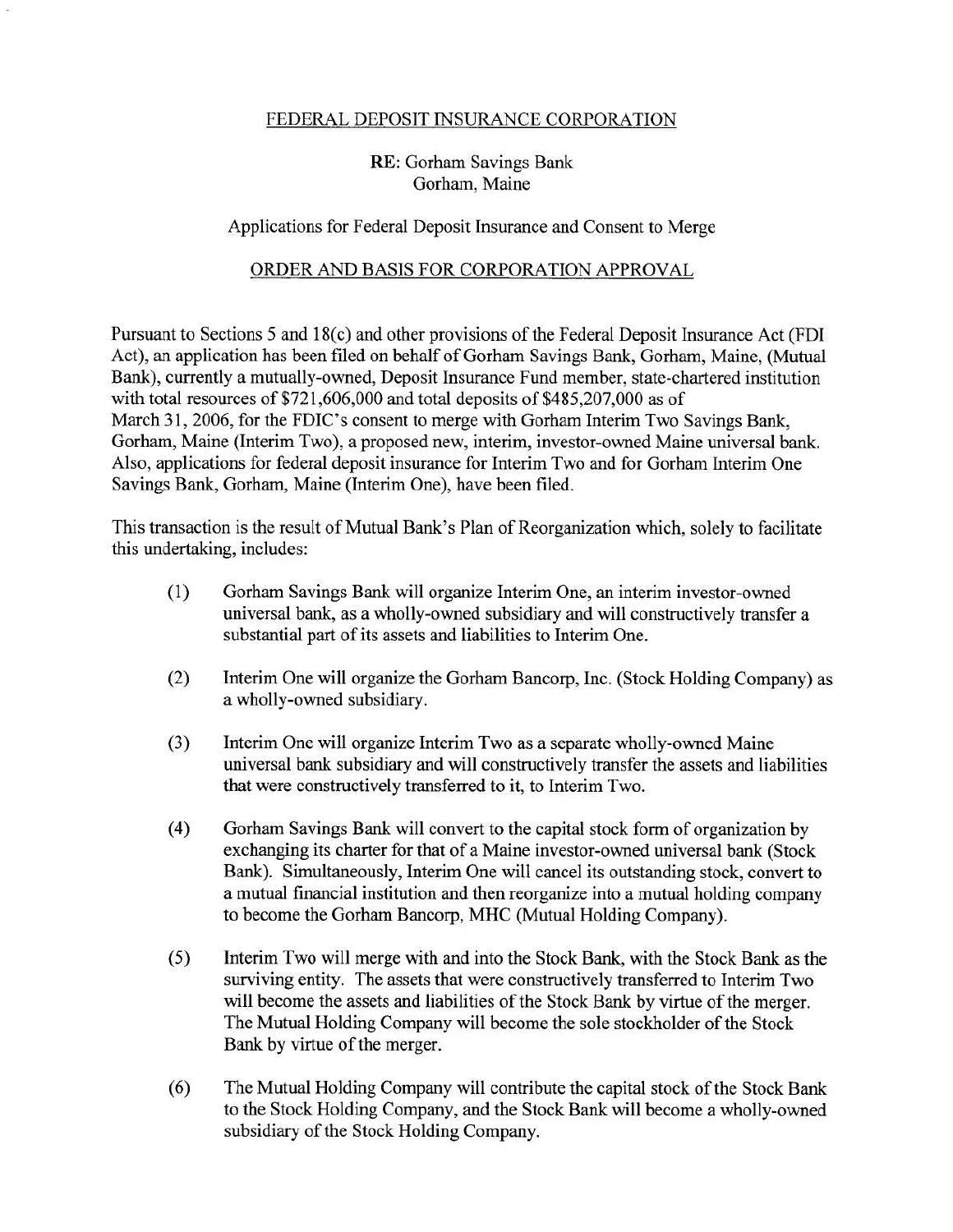FEDERAL DEPOSIT INSURANCE CORPORATION

RE: Gorham Savings Bank
Gorham, Maine

Applications for Federal Deposit Insurance and Consent to Merge

ORDER AND BASIS FOR CORPORATION APPROVAL

Pursuant to Sections 5 and 18(c) and other provisions of the Federal Deposit Insurance Act (FDI Act), an application has been filed on behalf of Gorham Savings Bank, Gorham, Maine, (Mutual Bank), currently a mutually-owned, Deposit Insurance Fund member, state-chartered institution with total resources of $721,606,000 and total deposits of $485,207,000 as of March 31, 2006, for the FDIC's consent to merge with Gorham Interim Two Savings Bank, Gorham, Maine (Interim Two), a proposed new, interim, investor-owned Maine universal bank. Also, applications for federal deposit insurance for Interim Two and for Gorham Interim One Savings Bank, Gorham, Maine (Interim One), have been filed.

This transaction is the result of Mutual Bank's Plan of Reorganization which, solely to facilitate this undertaking, includes:

(1) Gorham Savings Bank will organize Interim One, an interim investor-owned universal bank, as a wholly-owned subsidiary and will constructively transfer a substantial part of its assets and liabilities to Interim One.

(2) Interim One will organize the Gorham Bancorp, Inc. (Stock Holding Company) as a wholly-owned subsidiary.

(3) Interim One will organize Interim Two as a separate wholly-owned Maine universal bank subsidiary and will constructively transfer the assets and liabilities that were constructively transferred to it, to Interim Two.

(4) Gorham Savings Bank will convert to the capital stock form of organization by exchanging its charter for that of a Maine investor-owned universal bank (Stock Bank). Simultaneously, Interim One will cancel its outstanding stock, convert to a mutual financial institution and then reorganize into a mutual holding company to become the Gorham Bancorp, MHC (Mutual Holding Company).

(5) Interim Two will merge with and into the Stock Bank, with the Stock Bank as the surviving entity. The assets that were constructively transferred to Interim Two will become the assets and liabilities of the Stock Bank by virtue of the merger. The Mutual Holding Company will become the sole stockholder of the Stock Bank by virtue of the merger.

(6) The Mutual Holding Company will contribute the capital stock of the Stock Bank to the Stock Holding Company, and the Stock Bank will become a wholly-owned subsidiary of the Stock Holding Company.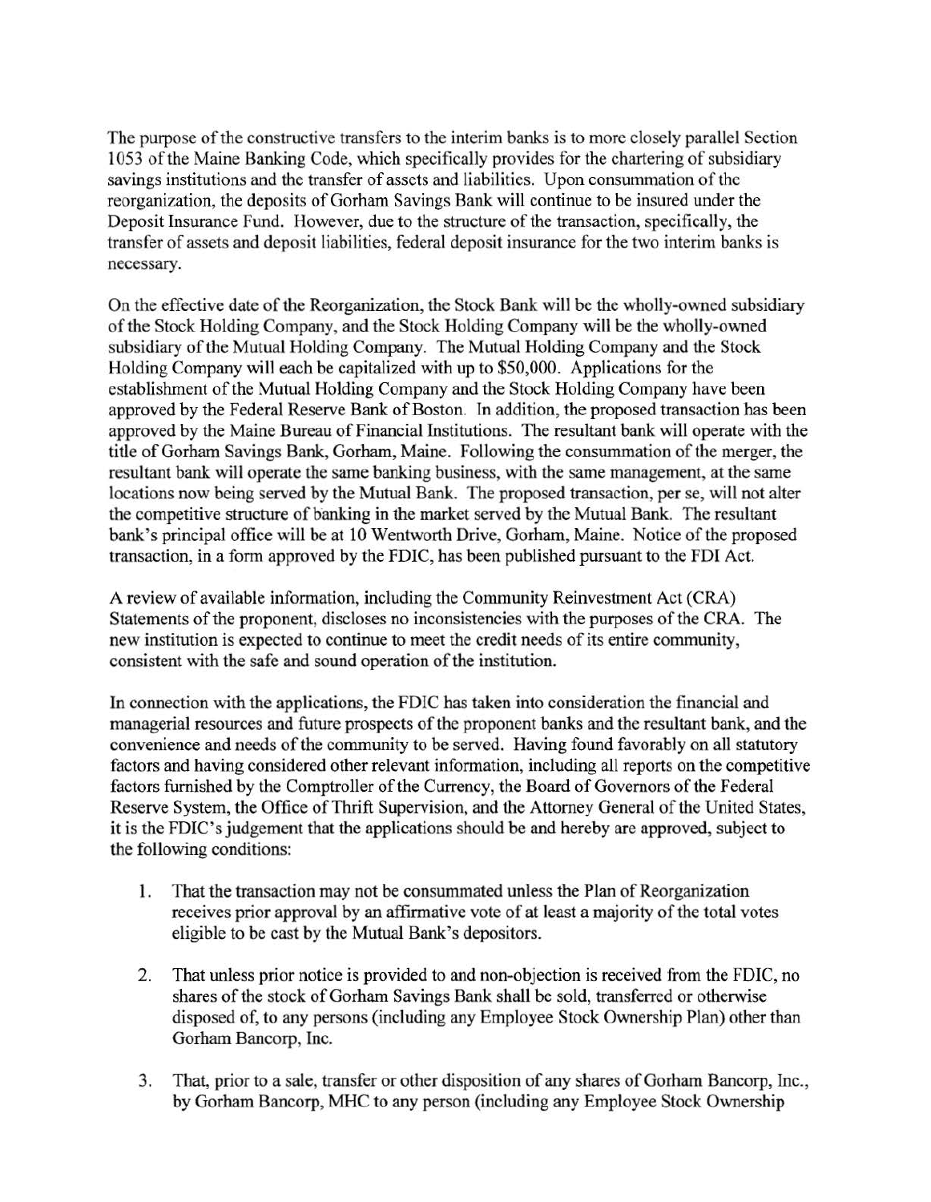The purpose of the constructive transfers to the interim banks is to more closely parallel Section 1053 of the Maine Banking Code, which specifically provides for the chartering of subsidiary savings institutions and the transfer of assets and liabilities. Upon consummation of the reorganization, the deposits of Gorham Savings Bank will continue to be insured under the Deposit Insurance Fund. However, due to the structure of the transaction, specifically, the transfer of assets and deposit liabilities, federal deposit insurance for the two interim banks is necessary.

On the effective date of the Reorganization, the Stock Bank will be the wholly-owned subsidiary of the Stock Holding Company, and the Stock Holding Company will be the wholly-owned subsidiary of the Mutual Holding Company. The Mutual Holding Company and the Stock Holding Company will each be capitalized with up to $50,000. Applications for the establishment of the Mutual Holding Company and the Stock Holding Company have been approved by the Federal Reserve Bank of Boston. In addition, the proposed transaction has been approved by the Maine Bureau of Financial Institutions. The resultant bank will operate with the title of Gorham Savings Bank, Gorham, Maine. Following the consummation of the merger, the resultant bank will operate the same banking business, with the same management, at the same locations now being served by the Mutual Bank. The proposed transaction, per se, will not alter the competitive structure of banking in the market served by the Mutual Bank. The resultant bank's principal office will be at 10 Wentworth Drive, Gorham, Maine. Notice of the proposed transaction, in a form approved by the FDIC, has been published pursuant to the FDI Act.

A review of available information, including the Community Reinvestment Act (CRA) Statements of the proponent, discloses no inconsistencies with the purposes of the CRA. The new institution is expected to continue to meet the credit needs of its entire community, consistent with the safe and sound operation of the institution.

In connection with the applications, the FDIC has taken into consideration the financial and managerial resources and future prospects of the proponent banks and the resultant bank, and the convenience and needs of the community to be served. Having found favorably on all statutory factors and having considered other relevant information, including all reports on the competitive factors furnished by the Comptroller of the Currency, the Board of Governors of the Federal Reserve System, the Office of Thrift Supervision, and the Attorney General of the United States, it is the FDIC's judgement that the applications should be and hereby are approved, subject to the following conditions:

1. That the transaction may not be consummated unless the Plan of Reorganization receives prior approval by an affirmative vote of at least a majority of the total votes eligible to be cast by the Mutual Bank's depositors.

2. That unless prior notice is provided to and non-objection is received from the FDIC, no shares of the stock of Gorham Savings Bank shall be sold, transferred or otherwise disposed of, to any persons (including any Employee Stock Ownership Plan) other than Gorham Bancorp, Inc.

3. That, prior to a sale, transfer or other disposition of any shares of Gorham Bancorp, Inc., by Gorham Bancorp, MHC to any person (including any Employee Stock Ownership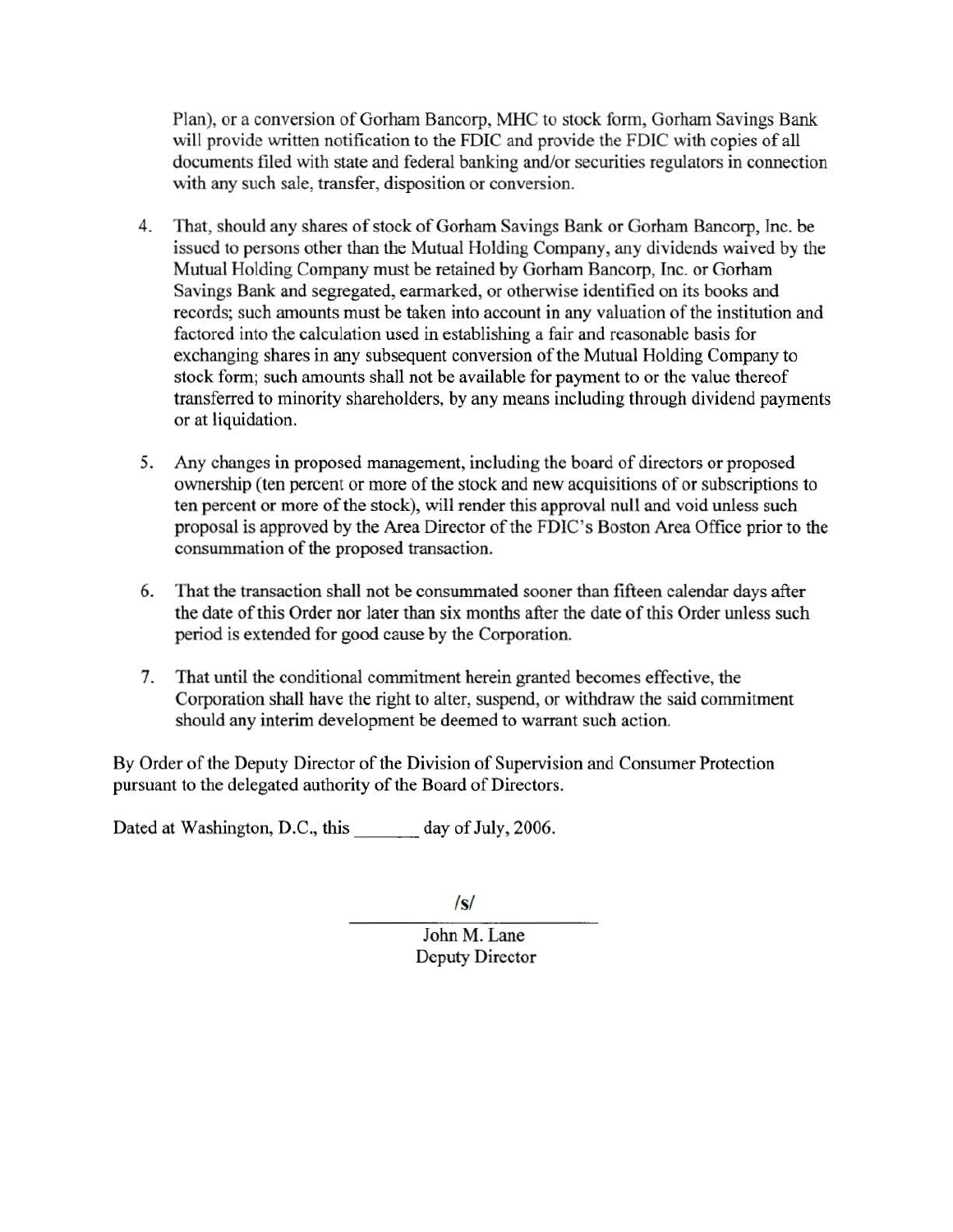Plan), or a conversion of Gorham Bancorp, MHC to stock form, Gorham Savings Bank will provide written notification to the FDIC and provide the FDIC with copies of all documents filed with state and federal banking and/or securities regulators in connection with any such sale, transfer, disposition or conversion.

4. That, should any shares of stock of Gorham Savings Bank or Gorham Bancorp, Inc. be issued to persons other than the Mutual Holding Company, any dividends waived by the Mutual Holding Company must be retained by Gorham Bancorp, Inc. or Gorham Savings Bank and segregated, earmarked, or otherwise identified on its books and records; such amounts must be taken into account in any valuation of the institution and factored into the calculation used in establishing a fair and reasonable basis for exchanging shares in any subsequent conversion of the Mutual Holding Company to stock form; such amounts shall not be available for payment to or the value thereof transferred to minority shareholders, by any means including through dividend payments or at liquidation.

5. Any changes in proposed management, including the board of directors or proposed ownership (ten percent or more of the stock and new acquisitions of or subscriptions to ten percent or more of the stock), will render this approval null and void unless such proposal is approved by the Area Director of the FDIC's Boston Area Office prior to the consummation of the proposed transaction.

6. That the transaction shall not be consummated sooner than fifteen calendar days after the date of this Order nor later than six months after the date of this Order unless such period is extended for good cause by the Corporation.

7. That until the conditional commitment herein granted becomes effective, the Corporation shall have the right to alter, suspend, or withdraw the said commitment should any interim development be deemed to warrant such action.

By Order of the Deputy Director of the Division of Supervision and Consumer Protection pursuant to the delegated authority of the Board of Directors.

Dated at Washington, D.C., this _______ day of July, 2006.

/s/

John M. Lane
Deputy Director